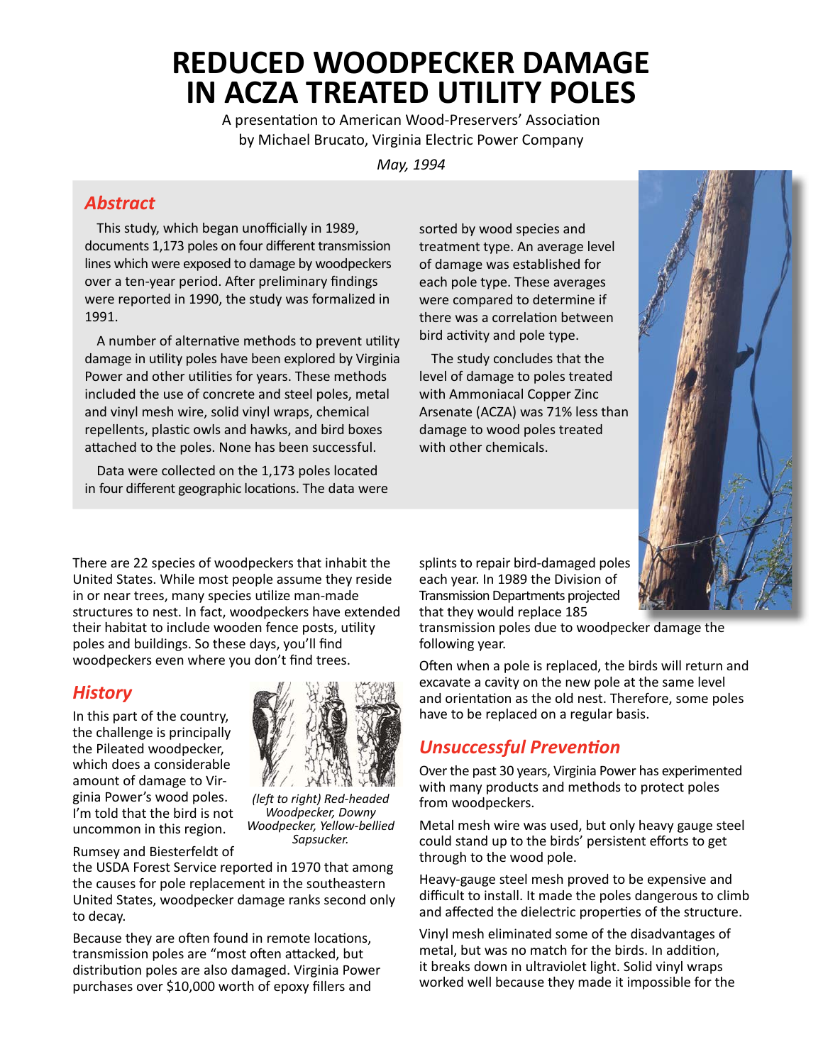# REDUCED WOODPECKER DAMAGE IN ACZA TREATED UTILITY POLES

A presentation to American Wood-Preservers' Association
by Michael Brucato, Virginia Electric Power Company

*May, 1994*

## *Abstract*

This study, which began unofficially in 1989, documents 1,173 poles on four different transmission lines which were exposed to damage by woodpeckers over a ten-year period. After preliminary findings were reported in 1990, the study was formalized in 1991.

A number of alternative methods to prevent utility damage in utility poles have been explored by Virginia Power and other utilities for years. These methods included the use of concrete and steel poles, metal and vinyl mesh wire, solid vinyl wraps, chemical repellents, plastic owls and hawks, and bird boxes attached to the poles. None has been successful.

Data were collected on the 1,173 poles located in four different geographic locations. The data were sorted by wood species and treatment type. An average level of damage was established for each pole type. These averages were compared to determine if there was a correlation between bird activity and pole type.

The study concludes that the level of damage to poles treated with Ammoniacal Copper Zinc Arsenate (ACZA) was 71% less than damage to wood poles treated with other chemicals.

There are 22 species of woodpeckers that inhabit the United States. While most people assume they reside in or near trees, many species utilize man-made structures to nest. In fact, woodpeckers have extended their habitat to include wooden fence posts, utility poles and buildings. So these days, you'll find woodpeckers even where you don't find trees.

## *History*

In this part of the country, the challenge is principally the Pileated woodpecker, which does a considerable amount of damage to Virginia Power's wood poles. I'm told that the bird is not uncommon in this region.

*(left to right) Red-headed Woodpecker, Downy Woodpecker, Yellow-bellied Sapsucker.*

Rumsey and Biesterfeldt of the USDA Forest Service reported in 1970 that among the causes for pole replacement in the southeastern United States, woodpecker damage ranks second only to decay.

Because they are often found in remote locations, transmission poles are "most often attacked, but distribution poles are also damaged. Virginia Power purchases over $10,000 worth of epoxy fillers and splints to repair bird-damaged poles each year. In 1989 the Division of Transmission Departments projected that they would replace 185 transmission poles due to woodpecker damage the following year.

Often when a pole is replaced, the birds will return and excavate a cavity on the new pole at the same level and orientation as the old nest. Therefore, some poles have to be replaced on a regular basis.

## *Unsuccessful Prevention*

Over the past 30 years, Virginia Power has experimented with many products and methods to protect poles from woodpeckers.

Metal mesh wire was used, but only heavy gauge steel could stand up to the birds' persistent efforts to get through to the wood pole.

Heavy-gauge steel mesh proved to be expensive and difficult to install. It made the poles dangerous to climb and affected the dielectric properties of the structure.

Vinyl mesh eliminated some of the disadvantages of metal, but was no match for the birds. In addition, it breaks down in ultraviolet light. Solid vinyl wraps worked well because they made it impossible for the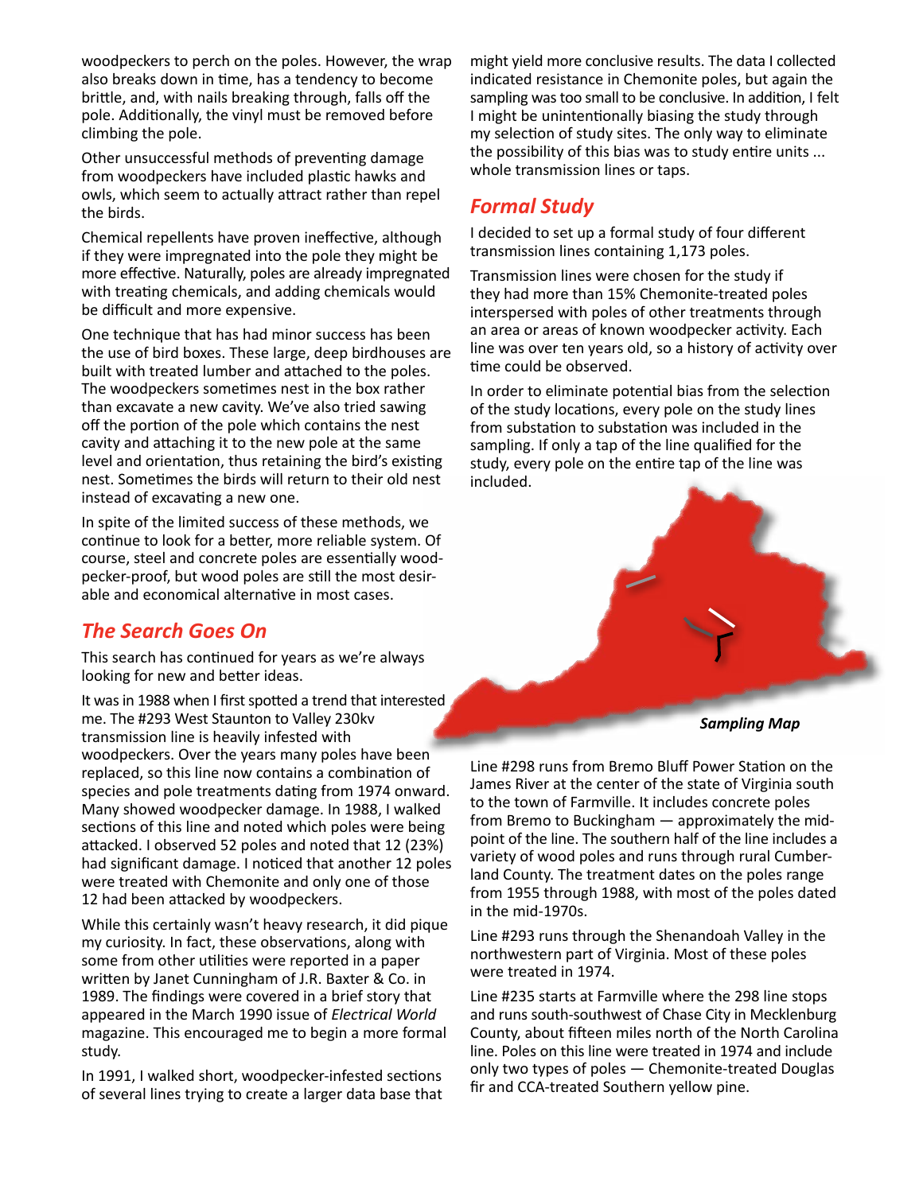woodpeckers to perch on the poles. However, the wrap also breaks down in time, has a tendency to become brittle, and, with nails breaking through, falls off the pole. Additionally, the vinyl must be removed before climbing the pole.

Other unsuccessful methods of preventing damage from woodpeckers have included plastic hawks and owls, which seem to actually attract rather than repel the birds.

Chemical repellents have proven ineffective, although if they were impregnated into the pole they might be more effective. Naturally, poles are already impregnated with treating chemicals, and adding chemicals would be difficult and more expensive.

One technique that has had minor success has been the use of bird boxes. These large, deep birdhouses are built with treated lumber and attached to the poles. The woodpeckers sometimes nest in the box rather than excavate a new cavity. We've also tried sawing off the portion of the pole which contains the nest cavity and attaching it to the new pole at the same level and orientation, thus retaining the bird's existing nest. Sometimes the birds will return to their old nest instead of excavating a new one.

In spite of the limited success of these methods, we continue to look for a better, more reliable system. Of course, steel and concrete poles are essentially woodpecker-proof, but wood poles are still the most desirable and economical alternative in most cases.

## The Search Goes On

This search has continued for years as we're always looking for new and better ideas.

It was in 1988 when I first spotted a trend that interested me. The #293 West Staunton to Valley 230kv transmission line is heavily infested with woodpeckers. Over the years many poles have been replaced, so this line now contains a combination of species and pole treatments dating from 1974 onward. Many showed woodpecker damage. In 1988, I walked sections of this line and noted which poles were being attacked. I observed 52 poles and noted that 12 (23%) had significant damage. I noticed that another 12 poles were treated with Chemonite and only one of those 12 had been attacked by woodpeckers.

While this certainly wasn't heavy research, it did pique my curiosity. In fact, these observations, along with some from other utilities were reported in a paper written by Janet Cunningham of J.R. Baxter & Co. in 1989. The findings were covered in a brief story that appeared in the March 1990 issue of *Electrical World* magazine. This encouraged me to begin a more formal study.

In 1991, I walked short, woodpecker-infested sections of several lines trying to create a larger data base that might yield more conclusive results. The data I collected indicated resistance in Chemonite poles, but again the sampling was too small to be conclusive. In addition, I felt I might be unintentionally biasing the study through my selection of study sites. The only way to eliminate the possibility of this bias was to study entire units ... whole transmission lines or taps.

## Formal Study

I decided to set up a formal study of four different transmission lines containing 1,173 poles.

Transmission lines were chosen for the study if they had more than 15% Chemonite-treated poles interspersed with poles of other treatments through an area or areas of known woodpecker activity. Each line was over ten years old, so a history of activity over time could be observed.

In order to eliminate potential bias from the selection of the study locations, every pole on the study lines from substation to substation was included in the sampling. If only a tap of the line qualified for the study, every pole on the entire tap of the line was included.

***Sampling Map***

Line #298 runs from Bremo Bluff Power Station on the James River at the center of the state of Virginia south to the town of Farmville. It includes concrete poles from Bremo to Buckingham — approximately the midpoint of the line. The southern half of the line includes a variety of wood poles and runs through rural Cumberland County. The treatment dates on the poles range from 1955 through 1988, with most of the poles dated in the mid-1970s.

Line #293 runs through the Shenandoah Valley in the northwestern part of Virginia. Most of these poles were treated in 1974.

Line #235 starts at Farmville where the 298 line stops and runs south-southwest of Chase City in Mecklenburg County, about fifteen miles north of the North Carolina line. Poles on this line were treated in 1974 and include only two types of poles — Chemonite-treated Douglas fir and CCA-treated Southern yellow pine.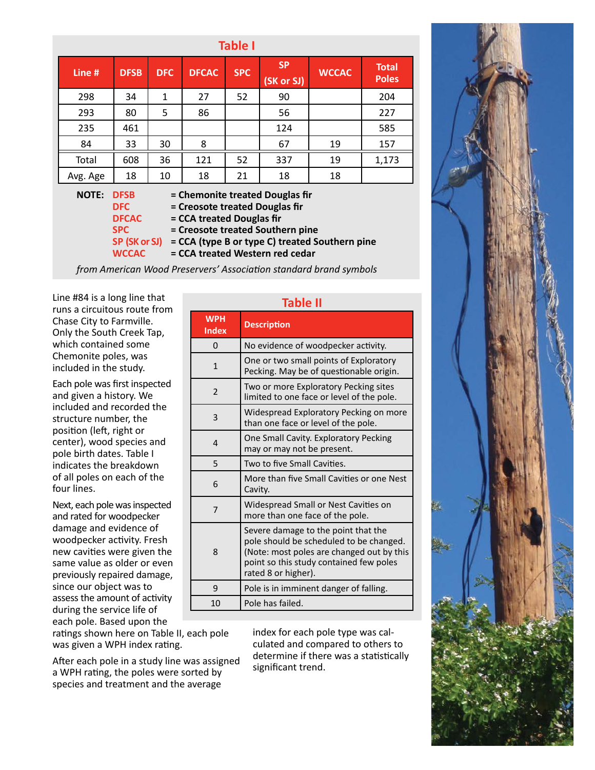## Table I

| Line # | DFSB | DFC | DFCAC | SPC | SP (SK or SJ) | WCCAC | Total Poles |
|---|---|---|---|---|---|---|---|
| 298 | 34 | 1 | 27 | 52 | 90 | | 204 |
| 293 | 80 | 5 | 86 | | 56 | | 227 |
| 235 | 461 | | | | 124 | | 585 |
| 84 | 33 | 30 | 8 | | 67 | 19 | 157 |
| Total | 608 | 36 | 121 | 52 | 337 | 19 | 1,173 |
| Avg. Age | 18 | 10 | 18 | 21 | 18 | 18 | |

**NOTE:**
- **DFSB** = Chemonite treated Douglas fir
- **DFC** = Creosote treated Douglas fir
- **DFCAC** = CCA treated Douglas fir
- **SPC** = Creosote treated Southern pine
- **SP (SK or SJ)** = CCA (type B or type C) treated Southern pine
- **WCCAC** = CCA treated Western red cedar

*from American Wood Preservers' Association standard brand symbols*

Line #84 is a long line that runs a circuitous route from Chase City to Farmville. Only the South Creek Tap, which contained some Chemonite poles, was included in the study.

Each pole was first inspected and given a history. We included and recorded the structure number, the position (left, right or center), wood species and pole birth dates. Table I indicates the breakdown of all poles on each of the four lines.

Next, each pole was inspected and rated for woodpecker damage and evidence of woodpecker activity. Fresh new cavities were given the same value as older or even previously repaired damage, since our object was to assess the amount of activity during the service life of each pole. Based upon the ratings shown here on Table II, each pole was given a WPH index rating.

## Table II

| WPH Index | Description |
|---|---|
| 0 | No evidence of woodpecker activity. |
| 1 | One or two small points of Exploratory Pecking. May be of questionable origin. |
| 2 | Two or more Exploratory Pecking sites limited to one face or level of the pole. |
| 3 | Widespread Exploratory Pecking on more than one face or level of the pole. |
| 4 | One Small Cavity. Exploratory Pecking may or may not be present. |
| 5 | Two to five Small Cavities. |
| 6 | More than five Small Cavities or one Nest Cavity. |
| 7 | Widespread Small or Nest Cavities on more than one face of the pole. |
| 8 | Severe damage to the point that the pole should be scheduled to be changed. (Note: most poles are changed out by this point so this study contained few poles rated 8 or higher). |
| 9 | Pole is in imminent danger of falling. |
| 10 | Pole has failed. |

After each pole in a study line was assigned a WPH rating, the poles were sorted by species and treatment and the average index for each pole type was calculated and compared to others to determine if there was a statistically significant trend.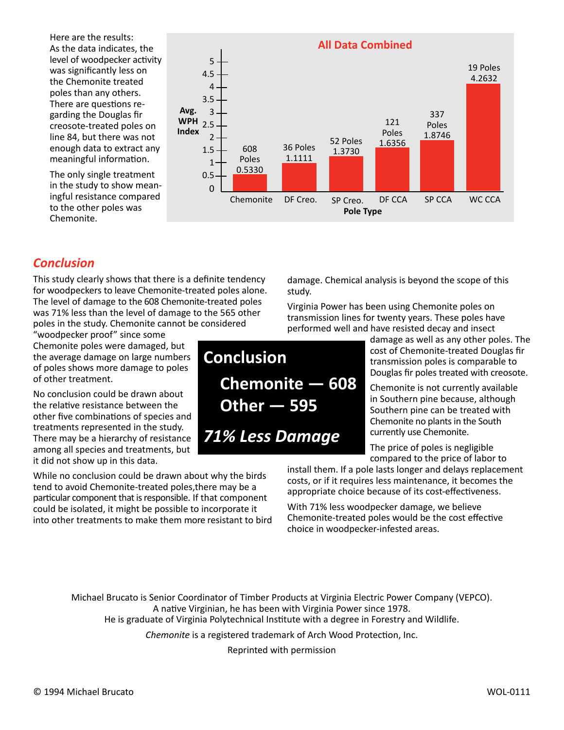Here are the results: As the data indicates, the level of woodpecker activity was significantly less on the Chemonite treated poles than any others. There are questions regarding the Douglas fir creosote-treated poles on line 84, but there was not enough data to extract any meaningful information.

The only single treatment in the study to show meaningful resistance compared to the other poles was Chemonite.

All Data Combined

Avg. WPH Index

5
4.5
4
3.5
3
2.5
2
1.5
1
0.5
0

608 Poles 0.5330
36 Poles 1.1111
52 Poles 1.3730
121 Poles 1.6356
337 Poles 1.8746
19 Poles 4.2632

Chemonite
DF Creo.
SP Creo.
DF CCA
SP CCA
WC CCA

Pole Type

## *Conclusion*

This study clearly shows that there is a definite tendency for woodpeckers to leave Chemonite-treated poles alone. The level of damage to the 608 Chemonite-treated poles was 71% less than the level of damage to the 565 other poles in the study. Chemonite cannot be considered "woodpecker proof" since some Chemonite poles were damaged, but the average damage on large numbers of poles shows more damage to poles of other treatment.

No conclusion could be drawn about the relative resistance between the other five combinations of species and treatments represented in the study. There may be a hierarchy of resistance among all species and treatments, but it did not show up in this data.

While no conclusion could be drawn about why the birds tend to avoid Chemonite-treated poles,there may be a particular component that is responsible. If that component could be isolated, it might be possible to incorporate it into other treatments to make them more resistant to bird damage. Chemical analysis is beyond the scope of this study.

Virginia Power has been using Chemonite poles on transmission lines for twenty years. These poles have performed well and have resisted decay and insect damage as well as any other poles. The cost of Chemonite-treated Douglas fir transmission poles is comparable to Douglas fir poles treated with creosote.

Chemonite is not currently available in Southern pine because, although Southern pine can be treated with Chemonite no plants in the South currently use Chemonite.

The price of poles is negligible compared to the price of labor to install them. If a pole lasts longer and delays replacement costs, or if it requires less maintenance, it becomes the appropriate choice because of its cost-effectiveness.

With 71% less woodpecker damage, we believe Chemonite-treated poles would be the cost effective choice in woodpecker-infested areas.

**Conclusion**

**Chemonite — 608**
**Other — 595**

***71% Less Damage***

Michael Brucato is Senior Coordinator of Timber Products at Virginia Electric Power Company (VEPCO). A native Virginian, he has been with Virginia Power since 1978. He is graduate of Virginia Polytechnical Institute with a degree in Forestry and Wildlife.

*Chemonite* is a registered trademark of Arch Wood Protection, Inc.

Reprinted with permission

© 1994 Michael Brucato

WOL-0111